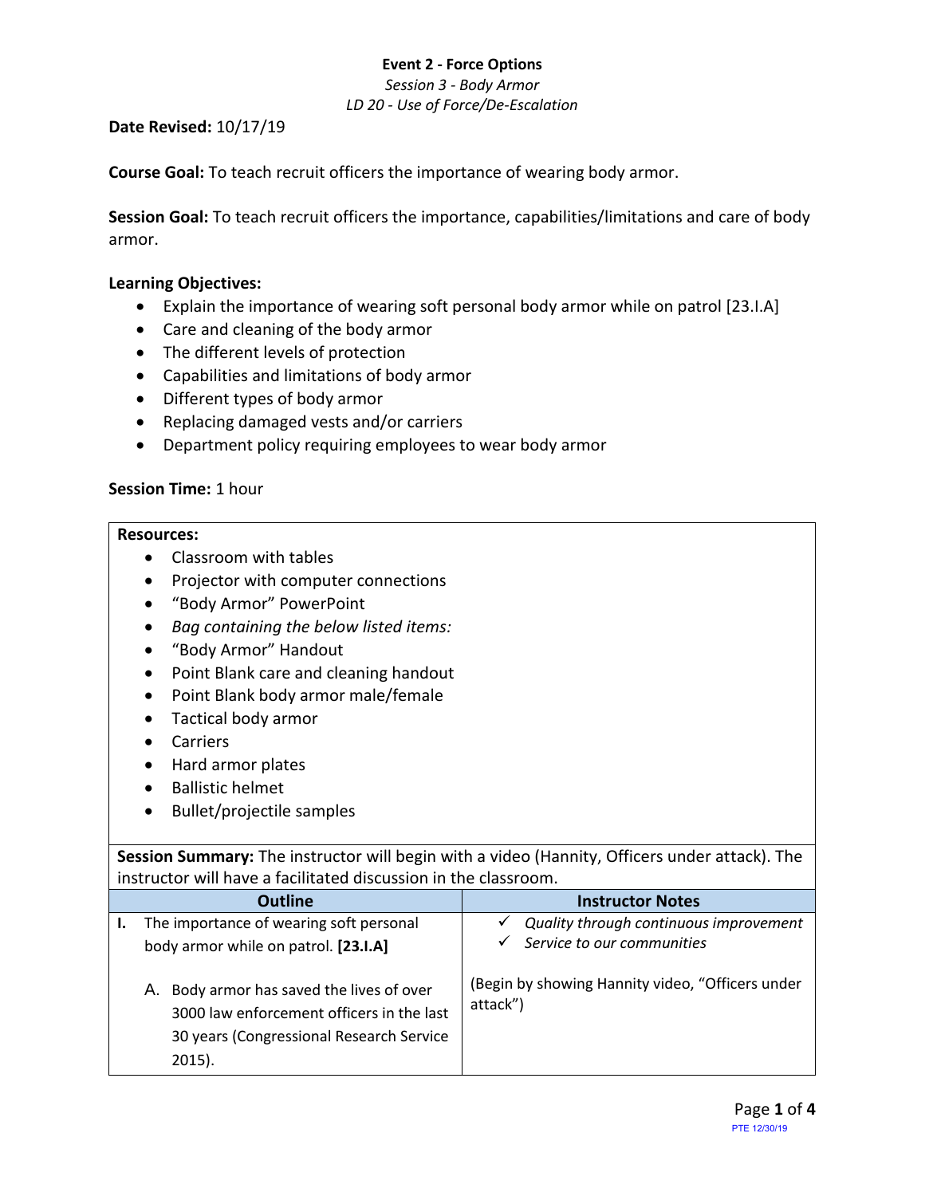**Event 2 - Force Options**

*Session 3 - Body Armor*

*LD 20 - Use of Force/De-Escalation*

**Date Revised:** 10/17/19

**Course Goal:** To teach recruit officers the importance of wearing body armor.

**Session Goal:** To teach recruit officers the importance, capabilities/limitations and care of body armor.

**Learning Objectives:**

- Explain the importance of wearing soft personal body armor while on patrol [23.I.A]
- Care and cleaning of the body armor
- The different levels of protection
- Capabilities and limitations of body armor
- Different types of body armor
- Replacing damaged vests and/or carriers
- Department policy requiring employees to wear body armor

**Session Time:** 1 hour

**Resources:**

- Classroom with tables
- Projector with computer connections
- "Body Armor" PowerPoint
- *Bag containing the below listed items:*
- "Body Armor" Handout
- Point Blank care and cleaning handout
- Point Blank body armor male/female
- Tactical body armor
- Carriers
- Hard armor plates
- Ballistic helmet
- Bullet/projectile samples

**Session Summary:** The instructor will begin with a video (Hannity, Officers under attack). The instructor will have a facilitated discussion in the classroom.

| Outline | Instructor Notes |
|---|---|
| **I.** The importance of wearing soft personal body armor while on patrol. **[23.I.A]** | ✓ *Quality through continuous improvement*<br>✓ *Service to our communities* |
| A. Body armor has saved the lives of over 3000 law enforcement officers in the last 30 years (Congressional Research Service 2015). | (Begin by showing Hannity video, "Officers under attack") |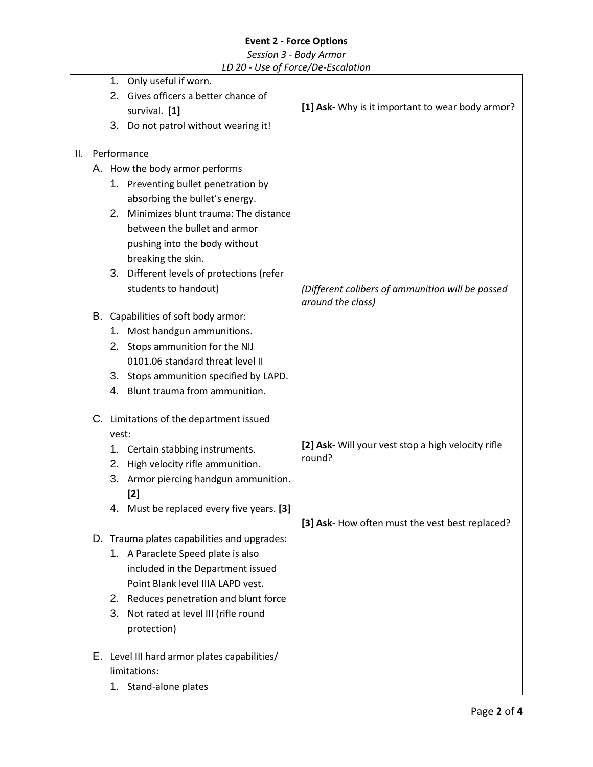**Event 2 - Force Options**

*Session 3 - Body Armor*

*LD 20 - Use of Force/De-Escalation*

| | |
|---|---|
| 1. Only useful if worn.<br>2. Gives officers a better chance of survival. **[1]**<br>3. Do not patrol without wearing it! | **[1] Ask-** Why is it important to wear body armor? |
| II. Performance<br>A. How the body armor performs<br>1. Preventing bullet penetration by absorbing the bullet's energy.<br>2. Minimizes blunt trauma: The distance between the bullet and armor pushing into the body without breaking the skin.<br>3. Different levels of protections (refer students to handout) | *(Different calibers of ammunition will be passed around the class)* |
| B. Capabilities of soft body armor:<br>1. Most handgun ammunitions.<br>2. Stops ammunition for the NIJ 0101.06 standard threat level II<br>3. Stops ammunition specified by LAPD.<br>4. Blunt trauma from ammunition. | |
| C. Limitations of the department issued vest:<br>1. Certain stabbing instruments.<br>2. High velocity rifle ammunition.<br>3. Armor piercing handgun ammunition. **[2]**<br>4. Must be replaced every five years. **[3]** | **[2] Ask-** Will your vest stop a high velocity rifle round?<br><br>**[3] Ask**- How often must the vest best replaced? |
| D. Trauma plates capabilities and upgrades:<br>1. A Paraclete Speed plate is also included in the Department issued Point Blank level IIIA LAPD vest.<br>2. Reduces penetration and blunt force<br>3. Not rated at level III (rifle round protection) | |
| E. Level III hard armor plates capabilities/ limitations:<br>1. Stand-alone plates | |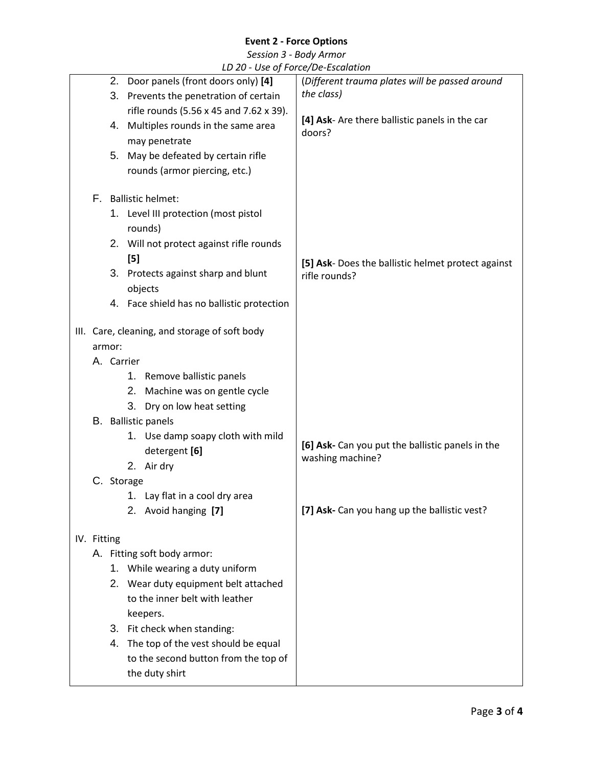**Event 2 - Force Options**

*Session 3 - Body Armor*

*LD 20 - Use of Force/De-Escalation*

| | |
|---|---|
| 2. Door panels (front doors only) **[4]**<br>3. Prevents the penetration of certain rifle rounds (5.56 x 45 and 7.62 x 39).<br>4. Multiples rounds in the same area may penetrate<br>5. May be defeated by certain rifle rounds (armor piercing, etc.) | (*Different trauma plates will be passed around the class)*<br><br>**[4] Ask**- Are there ballistic panels in the car doors? |
| F. Ballistic helmet:<br>1. Level III protection (most pistol rounds)<br>2. Will not protect against rifle rounds **[5]**<br>3. Protects against sharp and blunt objects<br>4. Face shield has no ballistic protection | **[5] Ask**- Does the ballistic helmet protect against rifle rounds? |
| III. Care, cleaning, and storage of soft body armor:<br>A. Carrier<br>1. Remove ballistic panels<br>2. Machine was on gentle cycle<br>3. Dry on low heat setting<br>B. Ballistic panels<br>1. Use damp soapy cloth with mild detergent **[6]**<br>2. Air dry<br>C. Storage<br>1. Lay flat in a cool dry area<br>2. Avoid hanging **[7]** | **[6] Ask-** Can you put the ballistic panels in the washing machine?<br><br>**[7] Ask-** Can you hang up the ballistic vest? |
| IV. Fitting<br>A. Fitting soft body armor:<br>1. While wearing a duty uniform<br>2. Wear duty equipment belt attached to the inner belt with leather keepers.<br>3. Fit check when standing:<br>4. The top of the vest should be equal to the second button from the top of the duty shirt | |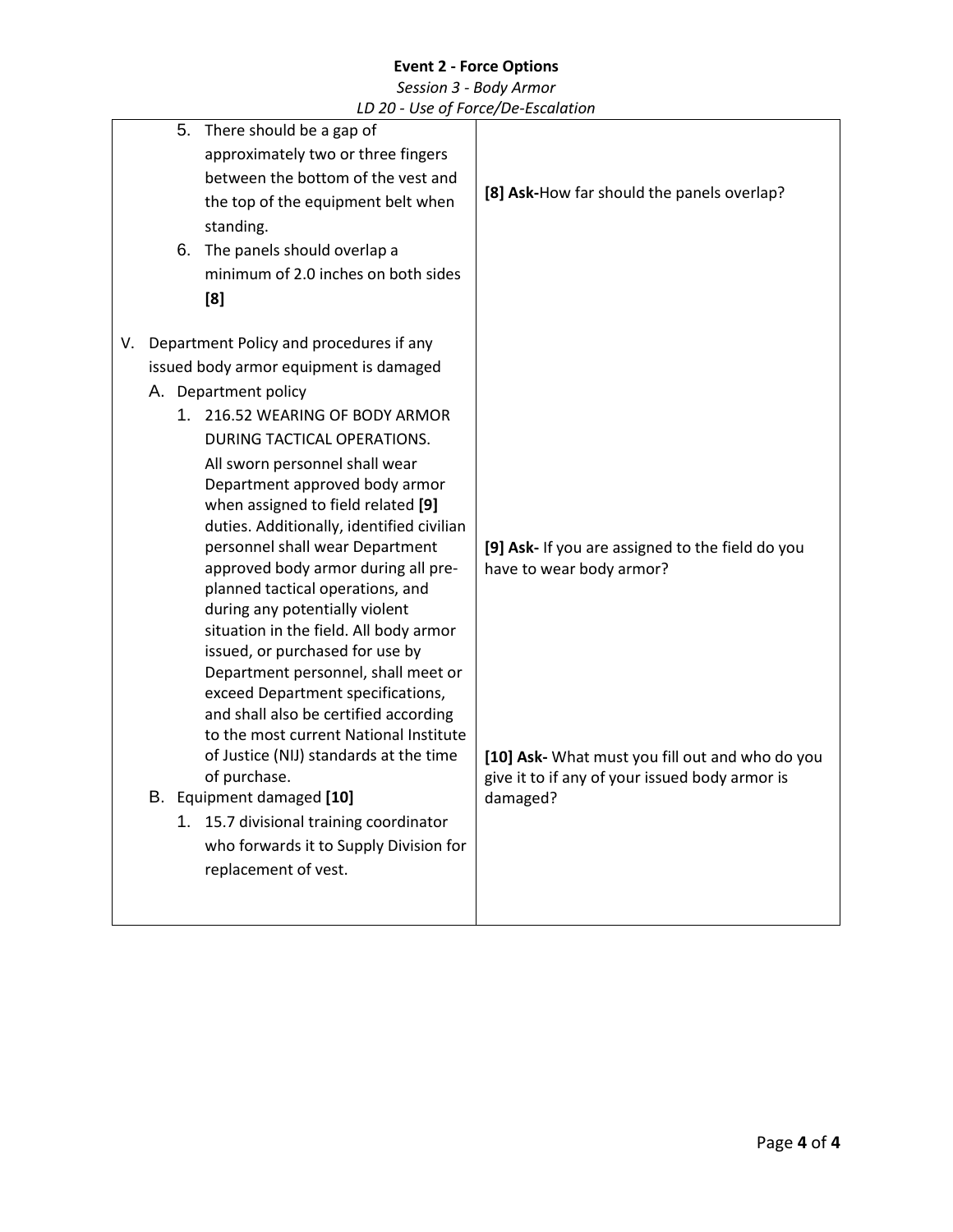| | |
|---|---|
| 5. There should be a gap of approximately two or three fingers between the bottom of the vest and the top of the equipment belt when standing.<br>6. The panels should overlap a minimum of 2.0 inches on both sides **[8]** | **[8] Ask-**How far should the panels overlap? |
| V. Department Policy and procedures if any issued body armor equipment is damaged<br>A. Department policy<br>1. 216.52 WEARING OF BODY ARMOR DURING TACTICAL OPERATIONS.<br>All sworn personnel shall wear Department approved body armor when assigned to field related **[9]** duties. Additionally, identified civilian personnel shall wear Department approved body armor during all pre-planned tactical operations, and during any potentially violent situation in the field. All body armor issued, or purchased for use by Department personnel, shall meet or exceed Department specifications, and shall also be certified according to the most current National Institute of Justice (NIJ) standards at the time of purchase. | **[9] Ask-** If you are assigned to the field do you have to wear body armor? |
| B. Equipment damaged **[10]**<br>1. 15.7 divisional training coordinator who forwards it to Supply Division for replacement of vest. | **[10] Ask-** What must you fill out and who do you give it to if any of your issued body armor is damaged? |